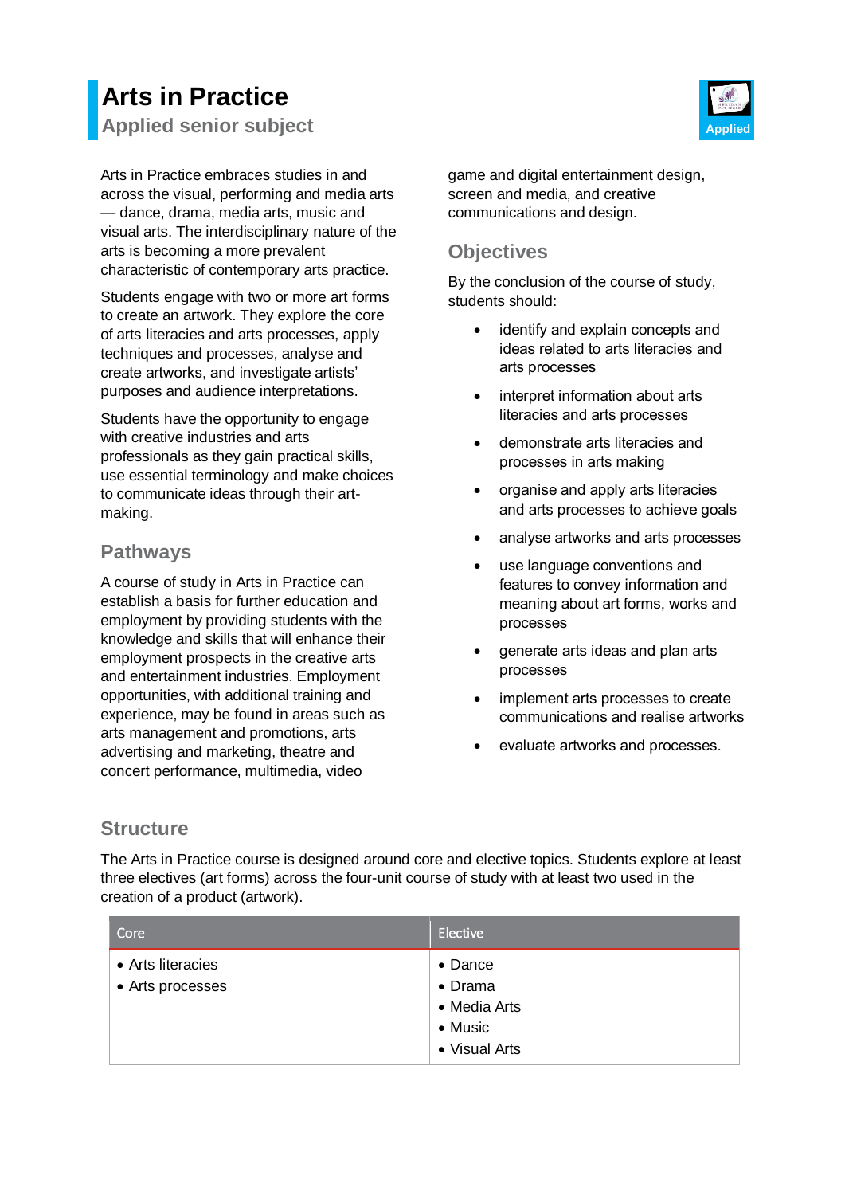# Arts in Practice

## Applied senior subject

Applied

Arts in Practice embraces studies in and across the visual, performing and media arts — dance, drama, media arts, music and visual arts. The interdisciplinary nature of the arts is becoming a more prevalent characteristic of contemporary arts practice.

Students engage with two or more art forms to create an artwork. They explore the core of arts literacies and arts processes, apply techniques and processes, analyse and create artworks, and investigate artists' purposes and audience interpretations.

Students have the opportunity to engage with creative industries and arts professionals as they gain practical skills, use essential terminology and make choices to communicate ideas through their art-making.

### Pathways

A course of study in Arts in Practice can establish a basis for further education and employment by providing students with the knowledge and skills that will enhance their employment prospects in the creative arts and entertainment industries. Employment opportunities, with additional training and experience, may be found in areas such as arts management and promotions, arts advertising and marketing, theatre and concert performance, multimedia, video game and digital entertainment design, screen and media, and creative communications and design.

### Objectives

By the conclusion of the course of study, students should:

- identify and explain concepts and ideas related to arts literacies and arts processes
- interpret information about arts literacies and arts processes
- demonstrate arts literacies and processes in arts making
- organise and apply arts literacies and arts processes to achieve goals
- analyse artworks and arts processes
- use language conventions and features to convey information and meaning about art forms, works and processes
- generate arts ideas and plan arts processes
- implement arts processes to create communications and realise artworks
- evaluate artworks and processes.

### Structure

The Arts in Practice course is designed around core and elective topics. Students explore at least three electives (art forms) across the four-unit course of study with at least two used in the creation of a product (artwork).

| Core | Elective |
| --- | --- |
| • Arts literacies<br>• Arts processes | • Dance<br>• Drama<br>• Media Arts<br>• Music<br>• Visual Arts |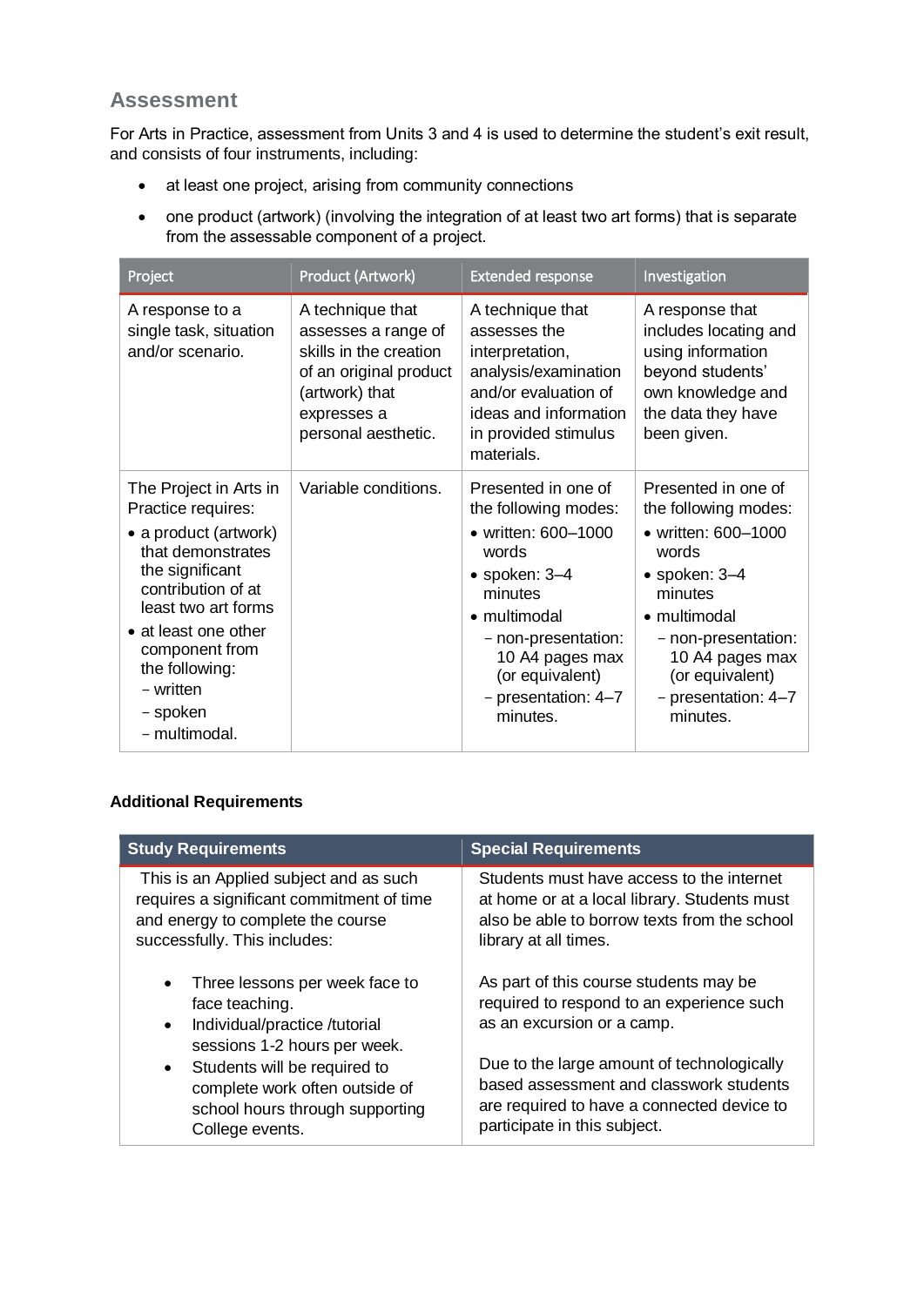## Assessment

For Arts in Practice, assessment from Units 3 and 4 is used to determine the student's exit result, and consists of four instruments, including:

- at least one project, arising from community connections
- one product (artwork) (involving the integration of at least two art forms) that is separate from the assessable component of a project.

| Project | Product (Artwork) | Extended response | Investigation |
|---|---|---|---|
| A response to a single task, situation and/or scenario. | A technique that assesses a range of skills in the creation of an original product (artwork) that expresses a personal aesthetic. | A technique that assesses the interpretation, analysis/examination and/or evaluation of ideas and information in provided stimulus materials. | A response that includes locating and using information beyond students' own knowledge and the data they have been given. |
| The Project in Arts in Practice requires:<br>• a product (artwork) that demonstrates the significant contribution of at least two art forms<br>• at least one other component from the following:<br>− written<br>− spoken<br>− multimodal. | Variable conditions. | Presented in one of the following modes:<br>• written: 600–1000 words<br>• spoken: 3–4 minutes<br>• multimodal<br>− non-presentation: 10 A4 pages max (or equivalent)<br>− presentation: 4–7 minutes. | Presented in one of the following modes:<br>• written: 600–1000 words<br>• spoken: 3–4 minutes<br>• multimodal<br>− non-presentation: 10 A4 pages max (or equivalent)<br>− presentation: 4–7 minutes. |

**Additional Requirements**

| Study Requirements | Special Requirements |
|---|---|
| This is an Applied subject and as such requires a significant commitment of time and energy to complete the course successfully. This includes:<br>• Three lessons per week face to face teaching.<br>• Individual/practice /tutorial sessions 1-2 hours per week.<br>• Students will be required to complete work often outside of school hours through supporting College events. | Students must have access to the internet at home or at a local library. Students must also be able to borrow texts from the school library at all times.<br><br>As part of this course students may be required to respond to an experience such as an excursion or a camp.<br><br>Due to the large amount of technologically based assessment and classwork students are required to have a connected device to participate in this subject. |